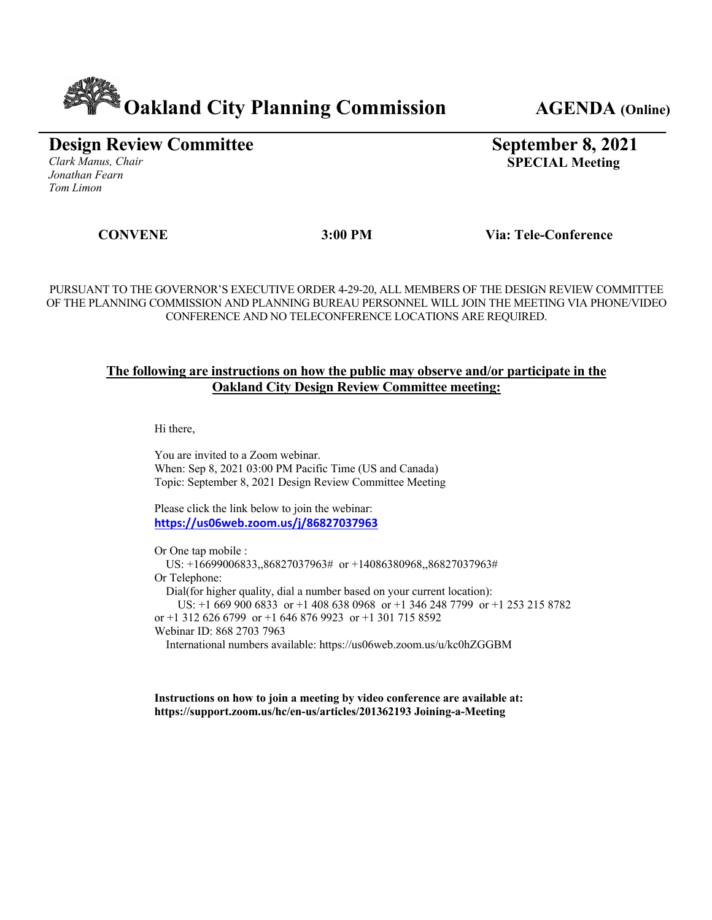# Oakland City Planning Commission

**AGENDA (Online)**

## Design Review Committee

*Clark Manus, Chair*
*Jonathan Fearn*
*Tom Limon*

**September 8, 2021**
**SPECIAL Meeting**

**CONVENE** **3:00 PM** **Via: Tele-Conference**

PURSUANT TO THE GOVERNOR'S EXECUTIVE ORDER 4-29-20, ALL MEMBERS OF THE DESIGN REVIEW COMMITTEE OF THE PLANNING COMMISSION AND PLANNING BUREAU PERSONNEL WILL JOIN THE MEETING VIA PHONE/VIDEO CONFERENCE AND NO TELECONFERENCE LOCATIONS ARE REQUIRED.

**The following are instructions on how the public may observe and/or participate in the Oakland City Design Review Committee meeting:**

Hi there,

You are invited to a Zoom webinar.
When: Sep 8, 2021 03:00 PM Pacific Time (US and Canada)
Topic: September 8, 2021 Design Review Committee Meeting

Please click the link below to join the webinar:
**https://us06web.zoom.us/j/86827037963**

Or One tap mobile :
US: +16699006833,,86827037963# or +14086380968,,86827037963#
Or Telephone:
Dial(for higher quality, dial a number based on your current location):
US: +1 669 900 6833 or +1 408 638 0968 or +1 346 248 7799 or +1 253 215 8782 or +1 312 626 6799 or +1 646 876 9923 or +1 301 715 8592
Webinar ID: 868 2703 7963
International numbers available: https://us06web.zoom.us/u/kc0hZGGBM

**Instructions on how to join a meeting by video conference are available at: https://support.zoom.us/hc/en-us/articles/201362193 Joining-a-Meeting**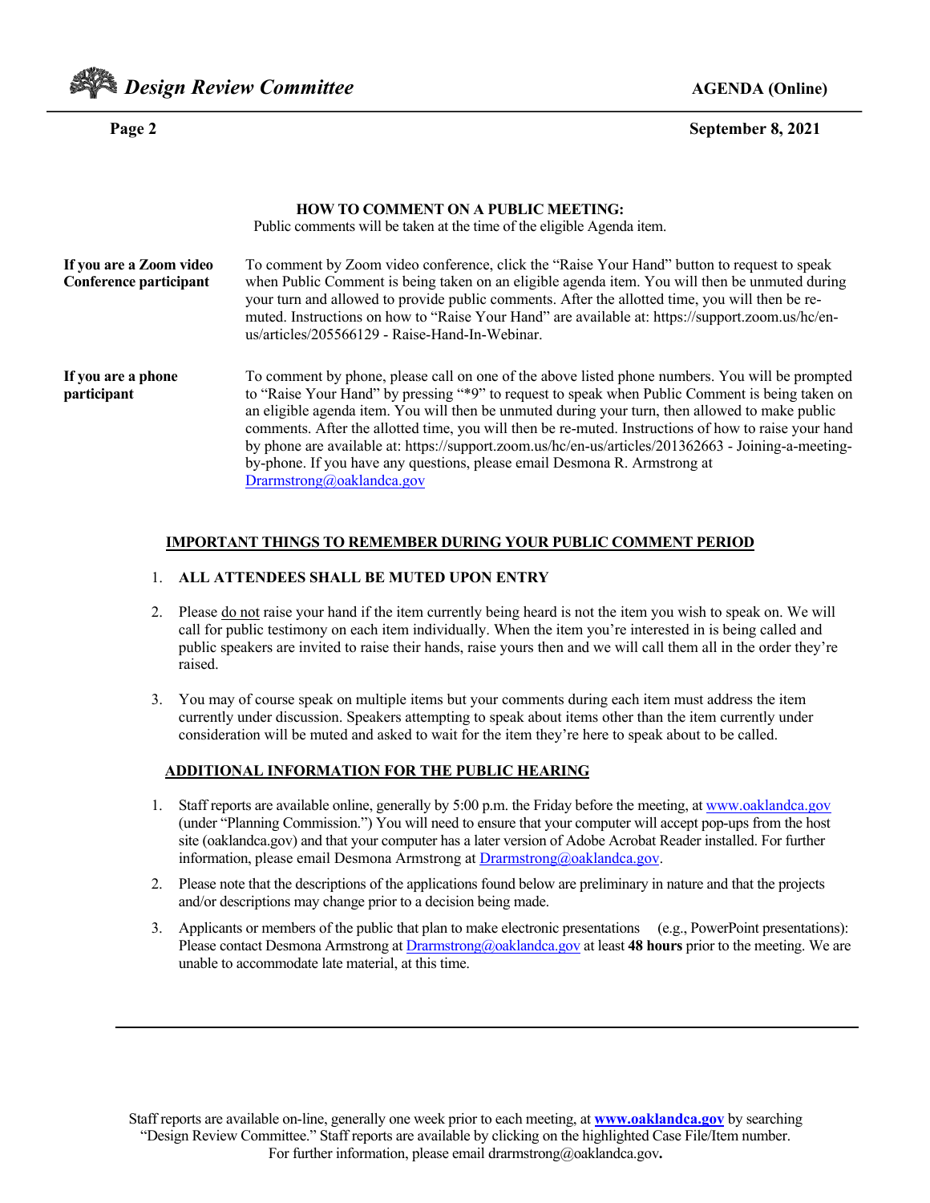### HOW TO COMMENT ON A PUBLIC MEETING:

Public comments will be taken at the time of the eligible Agenda item.

| | |
|---|---|
| **If you are a Zoom video Conference participant** | To comment by Zoom video conference, click the "Raise Your Hand" button to request to speak when Public Comment is being taken on an eligible agenda item. You will then be unmuted during your turn and allowed to provide public comments. After the allotted time, you will then be re-muted. Instructions on how to "Raise Your Hand" are available at: https://support.zoom.us/hc/en-us/articles/205566129 - Raise-Hand-In-Webinar. |
| **If you are a phone participant** | To comment by phone, please call on one of the above listed phone numbers. You will be prompted to "Raise Your Hand" by pressing "*9" to request to speak when Public Comment is being taken on an eligible agenda item. You will then be unmuted during your turn, then allowed to make public comments. After the allotted time, you will then be re-muted. Instructions of how to raise your hand by phone are available at: https://support.zoom.us/hc/en-us/articles/201362663 - Joining-a-meeting-by-phone. If you have any questions, please email Desmona R. Armstrong at Drarmstrong@oaklandca.gov |

### IMPORTANT THINGS TO REMEMBER DURING YOUR PUBLIC COMMENT PERIOD

1. **ALL ATTENDEES SHALL BE MUTED UPON ENTRY**
2. Please do not raise your hand if the item currently being heard is not the item you wish to speak on. We will call for public testimony on each item individually. When the item you're interested in is being called and public speakers are invited to raise their hands, raise yours then and we will call them all in the order they're raised.
3. You may of course speak on multiple items but your comments during each item must address the item currently under discussion. Speakers attempting to speak about items other than the item currently under consideration will be muted and asked to wait for the item they're here to speak about to be called.

### ADDITIONAL INFORMATION FOR THE PUBLIC HEARING

1. Staff reports are available online, generally by 5:00 p.m. the Friday before the meeting, at www.oaklandca.gov (under "Planning Commission.") You will need to ensure that your computer will accept pop-ups from the host site (oaklandca.gov) and that your computer has a later version of Adobe Acrobat Reader installed. For further information, please email Desmona Armstrong at Drarmstrong@oaklandca.gov.
2. Please note that the descriptions of the applications found below are preliminary in nature and that the projects and/or descriptions may change prior to a decision being made.
3. Applicants or members of the public that plan to make electronic presentations (e.g., PowerPoint presentations): Please contact Desmona Armstrong at Drarmstrong@oaklandca.gov at least **48 hours** prior to the meeting. We are unable to accommodate late material, at this time.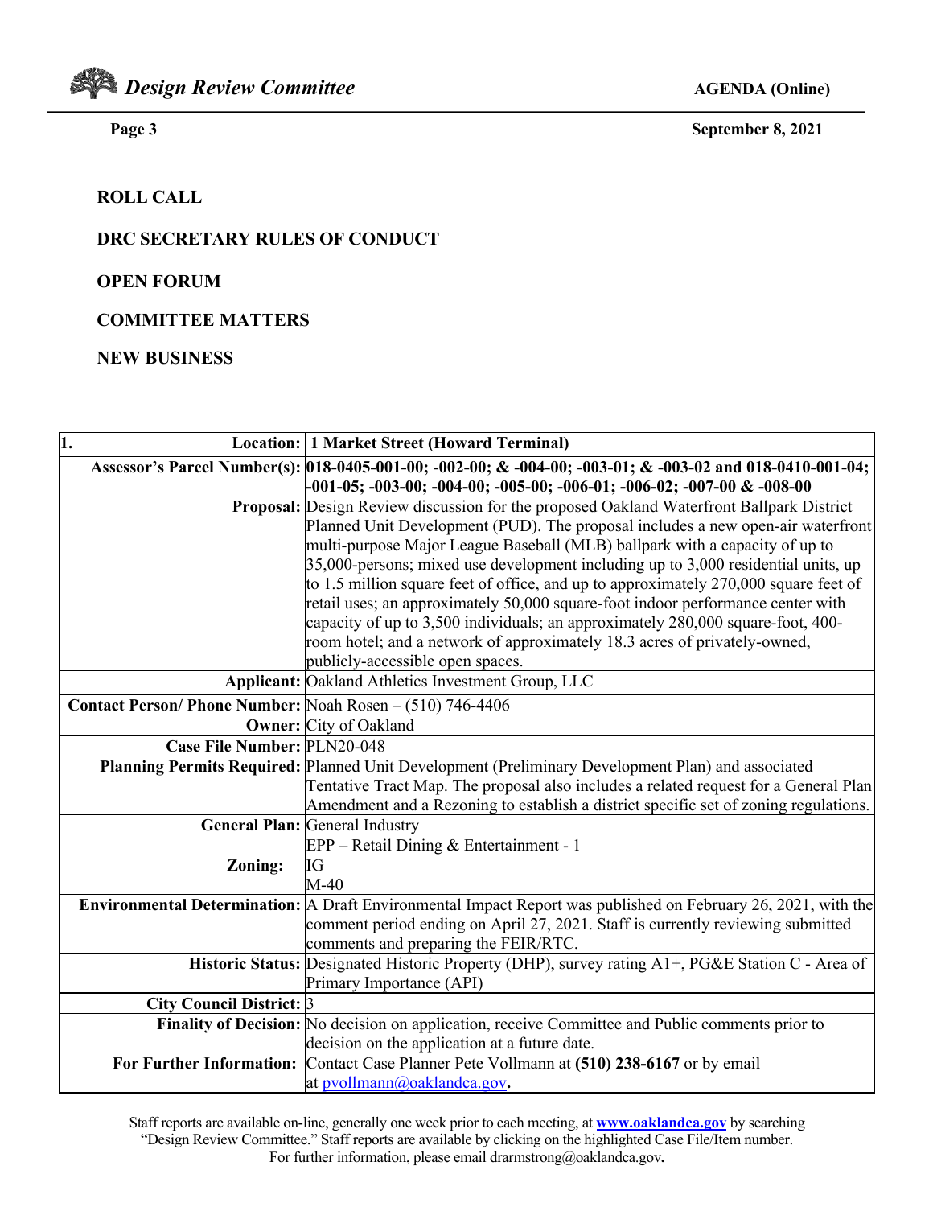## ROLL CALL

## DRC SECRETARY RULES OF CONDUCT

## OPEN FORUM

## COMMITTEE MATTERS

## NEW BUSINESS

| 1. Location: | **1 Market Street (Howard Terminal)** |
|---|---|
| **Assessor's Parcel Number(s):** | **018-0405-001-00; -002-00; & -004-00; -003-01; & -003-02 and 018-0410-001-04; -001-05; -003-00; -004-00; -005-00; -006-01; -006-02; -007-00 & -008-00** |
| **Proposal:** | Design Review discussion for the proposed Oakland Waterfront Ballpark District Planned Unit Development (PUD). The proposal includes a new open-air waterfront multi-purpose Major League Baseball (MLB) ballpark with a capacity of up to 35,000-persons; mixed use development including up to 3,000 residential units, up to 1.5 million square feet of office, and up to approximately 270,000 square feet of retail uses; an approximately 50,000 square-foot indoor performance center with capacity of up to 3,500 individuals; an approximately 280,000 square-foot, 400-room hotel; and a network of approximately 18.3 acres of privately-owned, publicly-accessible open spaces. |
| **Applicant:** | Oakland Athletics Investment Group, LLC |
| **Contact Person/ Phone Number:** | Noah Rosen – (510) 746-4406 |
| **Owner:** | City of Oakland |
| **Case File Number:** | PLN20-048 |
| **Planning Permits Required:** | Planned Unit Development (Preliminary Development Plan) and associated Tentative Tract Map. The proposal also includes a related request for a General Plan Amendment and a Rezoning to establish a district specific set of zoning regulations. |
| **General Plan:** | General Industry<br>EPP – Retail Dining & Entertainment - 1 |
| **Zoning:** | IG<br>M-40 |
| **Environmental Determination:** | A Draft Environmental Impact Report was published on February 26, 2021, with the comment period ending on April 27, 2021. Staff is currently reviewing submitted comments and preparing the FEIR/RTC. |
| **Historic Status:** | Designated Historic Property (DHP), survey rating A1+, PG&E Station C - Area of Primary Importance (API) |
| **City Council District:** | 3 |
| **Finality of Decision:** | No decision on application, receive Committee and Public comments prior to decision on the application at a future date. |
| **For Further Information:** | Contact Case Planner Pete Vollmann at **(510) 238-6167** or by email at pvollmann@oaklandca.gov. |

Staff reports are available on-line, generally one week prior to each meeting, at **www.oaklandca.gov** by searching "Design Review Committee." Staff reports are available by clicking on the highlighted Case File/Item number. For further information, please email drarmstrong@oaklandca.gov.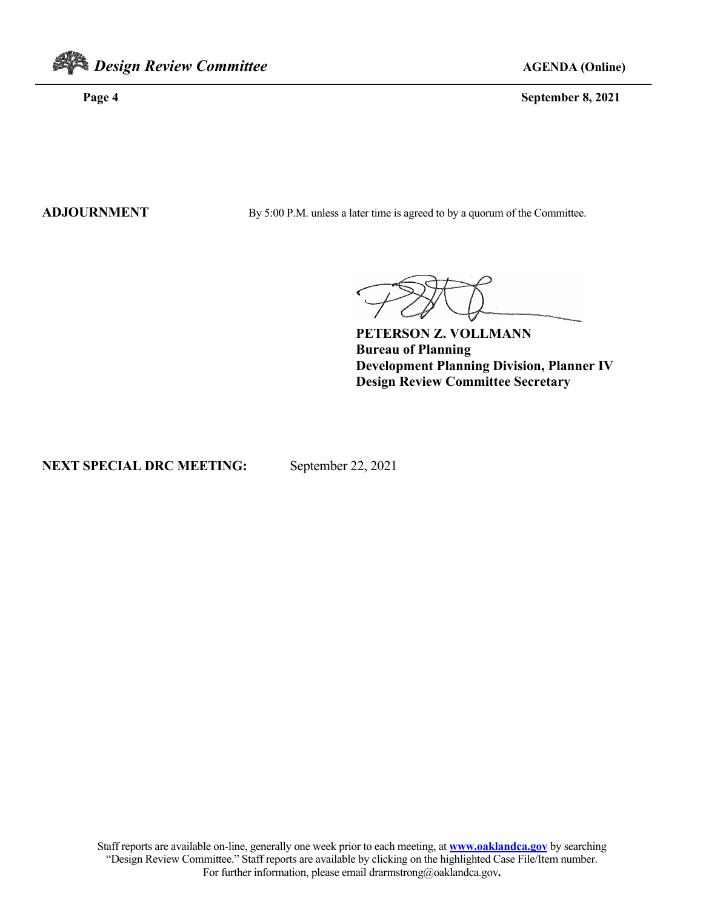**ADJOURNMENT** By 5:00 P.M. unless a later time is agreed to by a quorum of the Committee.

**PETERSON Z. VOLLMANN**
**Bureau of Planning**
**Development Planning Division, Planner IV**
**Design Review Committee Secretary**

**NEXT SPECIAL DRC MEETING:** September 22, 2021

Staff reports are available on-line, generally one week prior to each meeting, at **www.oaklandca.gov** by searching "Design Review Committee." Staff reports are available by clicking on the highlighted Case File/Item number. For further information, please email drarmstrong@oaklandca.gov**.**